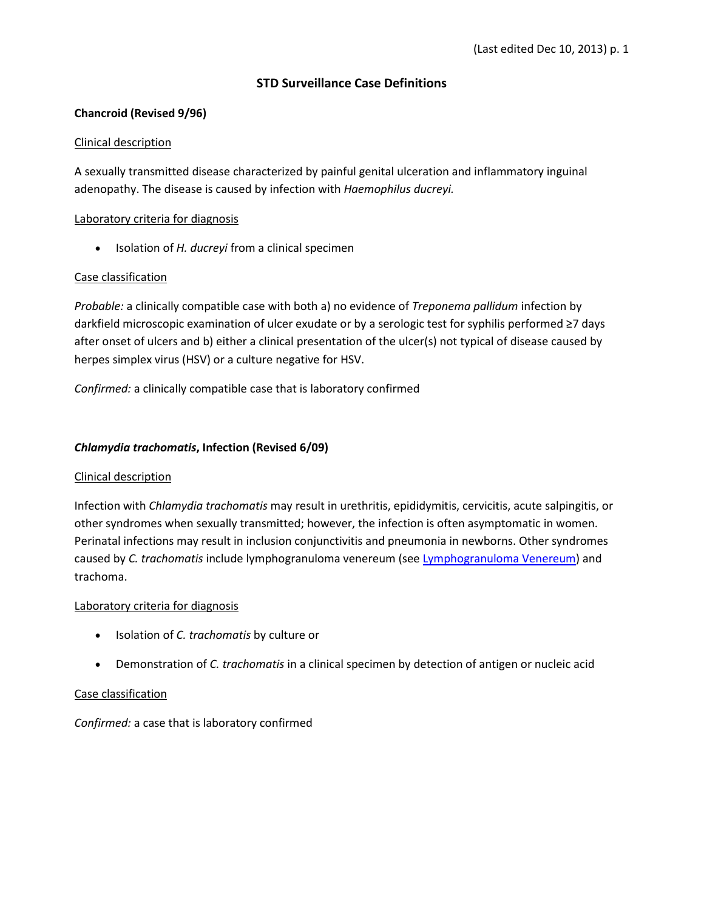# STD Surveillance Case Definitions

## Chancroid (Revised 9/96)

### Clinical description

A sexually transmitted disease characterized by painful genital ulceration and inflammatory inguinal adenopathy. The disease is caused by infection with *Haemophilus ducreyi.*

### Laboratory criteria for diagnosis

- Isolation of *H. ducreyi* from a clinical specimen

### Case classification

*Probable:* a clinically compatible case with both a) no evidence of *Treponema pallidum* infection by darkfield microscopic examination of ulcer exudate or by a serologic test for syphilis performed ≥7 days after onset of ulcers and b) either a clinical presentation of the ulcer(s) not typical of disease caused by herpes simplex virus (HSV) or a culture negative for HSV.

*Confirmed:* a clinically compatible case that is laboratory confirmed

## *Chlamydia trachomatis*, Infection (Revised 6/09)

### Clinical description

Infection with *Chlamydia trachomatis* may result in urethritis, epididymitis, cervicitis, acute salpingitis, or other syndromes when sexually transmitted; however, the infection is often asymptomatic in women. Perinatal infections may result in inclusion conjunctivitis and pneumonia in newborns. Other syndromes caused by *C. trachomatis* include lymphogranuloma venereum (see Lymphogranuloma Venereum) and trachoma.

### Laboratory criteria for diagnosis

- Isolation of *C. trachomatis* by culture or
- Demonstration of *C. trachomatis* in a clinical specimen by detection of antigen or nucleic acid

### Case classification

*Confirmed:* a case that is laboratory confirmed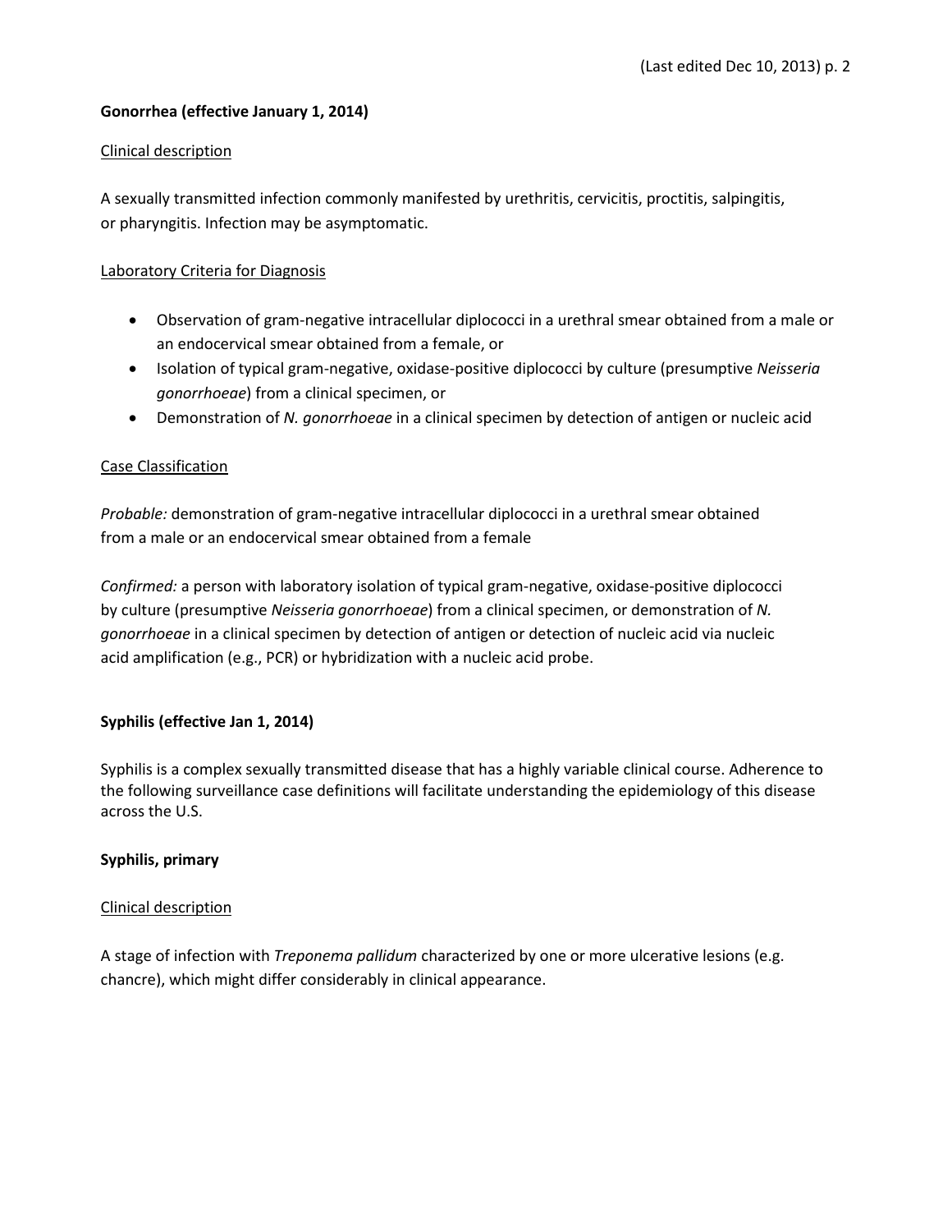## Gonorrhea (effective January 1, 2014)

### Clinical description

A sexually transmitted infection commonly manifested by urethritis, cervicitis, proctitis, salpingitis, or pharyngitis. Infection may be asymptomatic.

### Laboratory Criteria for Diagnosis

- Observation of gram-negative intracellular diplococci in a urethral smear obtained from a male or an endocervical smear obtained from a female, or
- Isolation of typical gram-negative, oxidase-positive diplococci by culture (presumptive *Neisseria gonorrhoeae*) from a clinical specimen, or
- Demonstration of *N. gonorrhoeae* in a clinical specimen by detection of antigen or nucleic acid

### Case Classification

*Probable:* demonstration of gram-negative intracellular diplococci in a urethral smear obtained from a male or an endocervical smear obtained from a female

*Confirmed:* a person with laboratory isolation of typical gram-negative, oxidase-positive diplococci by culture (presumptive *Neisseria gonorrhoeae*) from a clinical specimen, or demonstration of *N. gonorrhoeae* in a clinical specimen by detection of antigen or detection of nucleic acid via nucleic acid amplification (e.g., PCR) or hybridization with a nucleic acid probe.

## Syphilis (effective Jan 1, 2014)

Syphilis is a complex sexually transmitted disease that has a highly variable clinical course. Adherence to the following surveillance case definitions will facilitate understanding the epidemiology of this disease across the U.S.

### Syphilis, primary

#### Clinical description

A stage of infection with *Treponema pallidum* characterized by one or more ulcerative lesions (e.g. chancre), which might differ considerably in clinical appearance.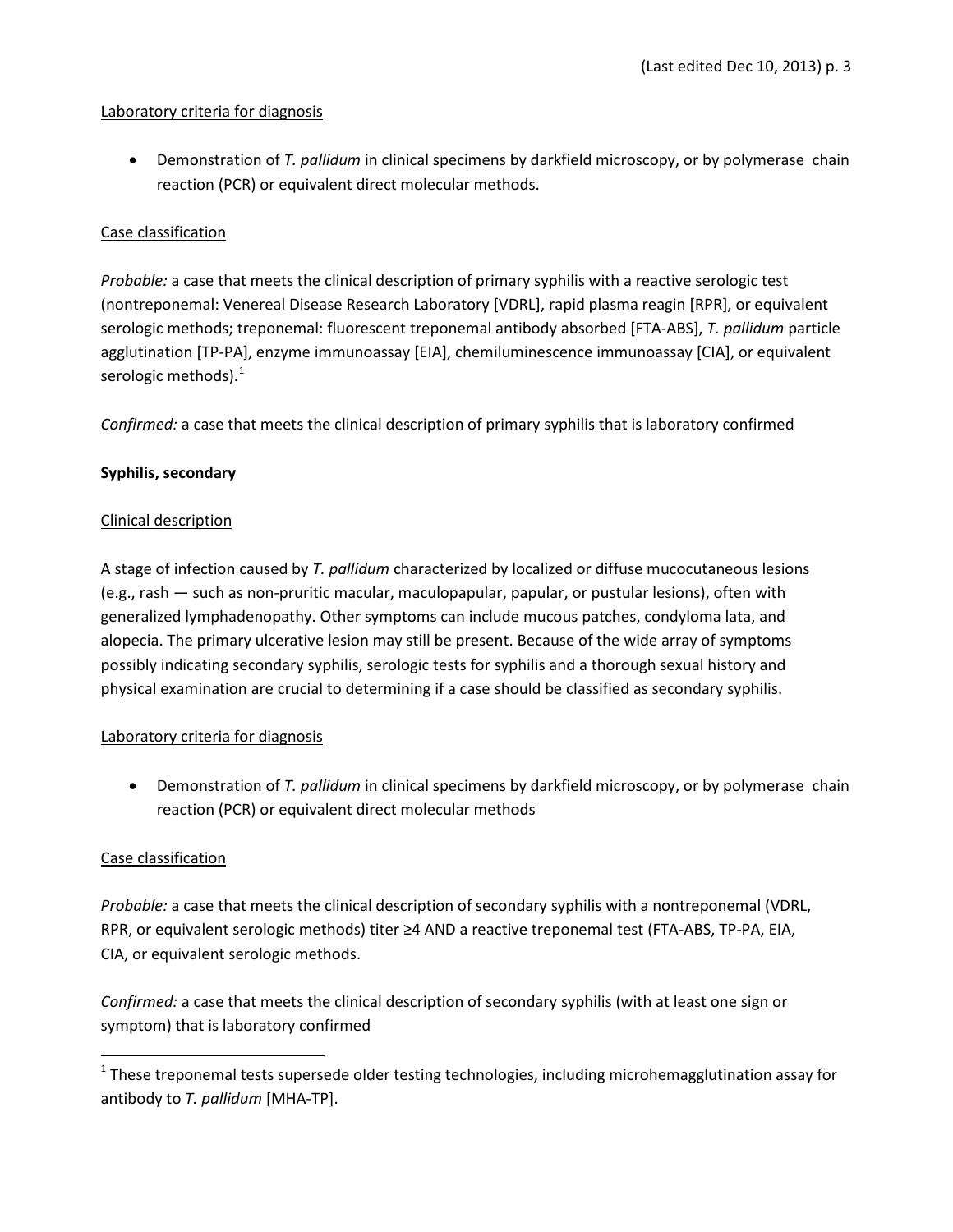Laboratory criteria for diagnosis

- Demonstration of *T. pallidum* in clinical specimens by darkfield microscopy, or by polymerase chain reaction (PCR) or equivalent direct molecular methods.

Case classification

*Probable:* a case that meets the clinical description of primary syphilis with a reactive serologic test (nontreponemal: Venereal Disease Research Laboratory [VDRL], rapid plasma reagin [RPR], or equivalent serologic methods; treponemal: fluorescent treponemal antibody absorbed [FTA-ABS], *T. pallidum* particle agglutination [TP-PA], enzyme immunoassay [EIA], chemiluminescence immunoassay [CIA], or equivalent serologic methods).[1]

*Confirmed:* a case that meets the clinical description of primary syphilis that is laboratory confirmed

**Syphilis, secondary**

Clinical description

A stage of infection caused by *T. pallidum* characterized by localized or diffuse mucocutaneous lesions (e.g., rash — such as non-pruritic macular, maculopapular, papular, or pustular lesions), often with generalized lymphadenopathy. Other symptoms can include mucous patches, condyloma lata, and alopecia. The primary ulcerative lesion may still be present. Because of the wide array of symptoms possibly indicating secondary syphilis, serologic tests for syphilis and a thorough sexual history and physical examination are crucial to determining if a case should be classified as secondary syphilis.

Laboratory criteria for diagnosis

- Demonstration of *T. pallidum* in clinical specimens by darkfield microscopy, or by polymerase chain reaction (PCR) or equivalent direct molecular methods

Case classification

*Probable:* a case that meets the clinical description of secondary syphilis with a nontreponemal (VDRL, RPR, or equivalent serologic methods) titer ≥4 AND a reactive treponemal test (FTA-ABS, TP-PA, EIA, CIA, or equivalent serologic methods.

*Confirmed:* a case that meets the clinical description of secondary syphilis (with at least one sign or symptom) that is laboratory confirmed

[1] These treponemal tests supersede older testing technologies, including microhemagglutination assay for antibody to *T. pallidum* [MHA-TP].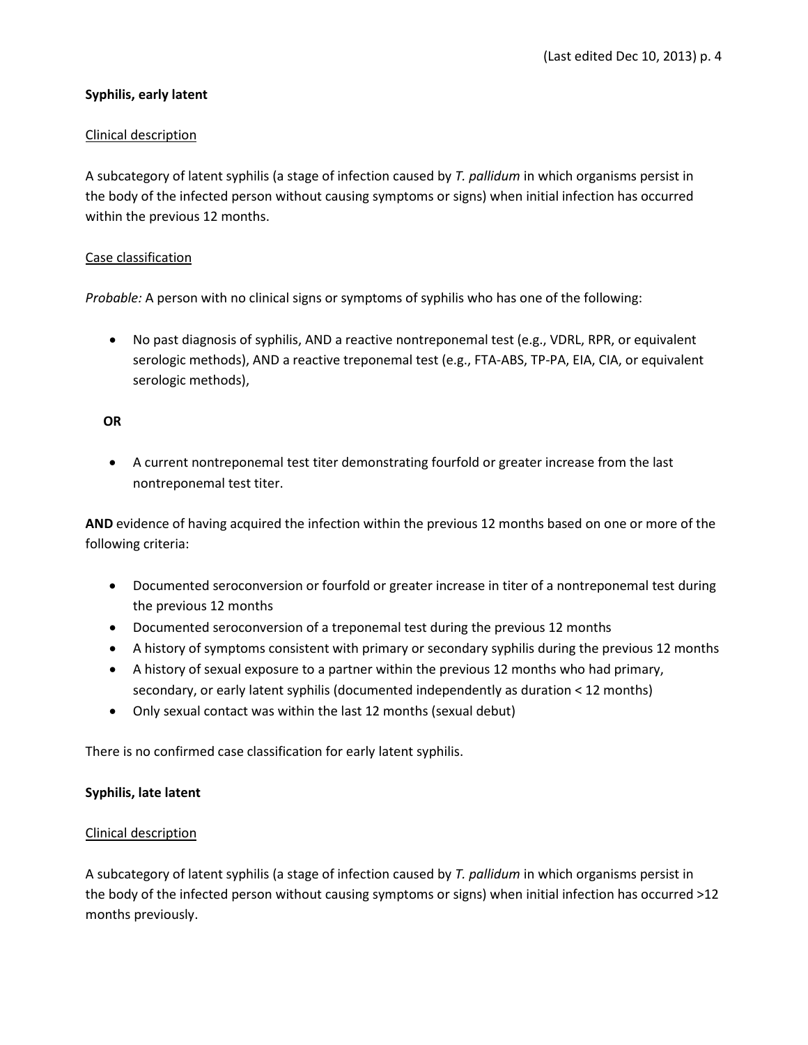**Syphilis, early latent**

Clinical description

A subcategory of latent syphilis (a stage of infection caused by *T. pallidum* in which organisms persist in the body of the infected person without causing symptoms or signs) when initial infection has occurred within the previous 12 months.

Case classification

*Probable:* A person with no clinical signs or symptoms of syphilis who has one of the following:

- No past diagnosis of syphilis, AND a reactive nontreponemal test (e.g., VDRL, RPR, or equivalent serologic methods), AND a reactive treponemal test (e.g., FTA-ABS, TP-PA, EIA, CIA, or equivalent serologic methods),

**OR**

- A current nontreponemal test titer demonstrating fourfold or greater increase from the last nontreponemal test titer.

**AND** evidence of having acquired the infection within the previous 12 months based on one or more of the following criteria:

- Documented seroconversion or fourfold or greater increase in titer of a nontreponemal test during the previous 12 months
- Documented seroconversion of a treponemal test during the previous 12 months
- A history of symptoms consistent with primary or secondary syphilis during the previous 12 months
- A history of sexual exposure to a partner within the previous 12 months who had primary, secondary, or early latent syphilis (documented independently as duration < 12 months)
- Only sexual contact was within the last 12 months (sexual debut)

There is no confirmed case classification for early latent syphilis.

**Syphilis, late latent**

Clinical description

A subcategory of latent syphilis (a stage of infection caused by *T. pallidum* in which organisms persist in the body of the infected person without causing symptoms or signs) when initial infection has occurred >12 months previously.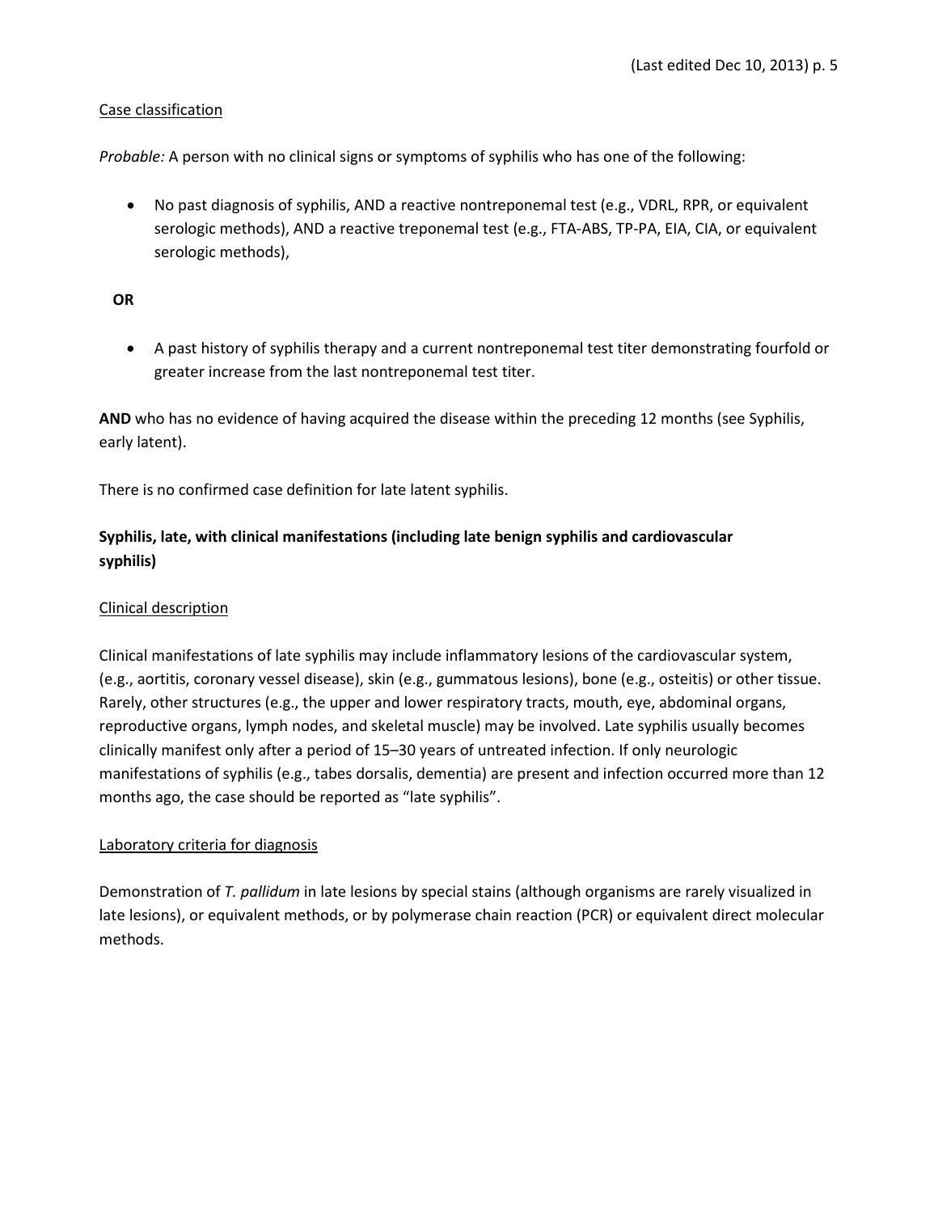Case classification

*Probable:* A person with no clinical signs or symptoms of syphilis who has one of the following:

- No past diagnosis of syphilis, AND a reactive nontreponemal test (e.g., VDRL, RPR, or equivalent serologic methods), AND a reactive treponemal test (e.g., FTA-ABS, TP-PA, EIA, CIA, or equivalent serologic methods),

**OR**

- A past history of syphilis therapy and a current nontreponemal test titer demonstrating fourfold or greater increase from the last nontreponemal test titer.

**AND** who has no evidence of having acquired the disease within the preceding 12 months (see Syphilis, early latent).

There is no confirmed case definition for late latent syphilis.

**Syphilis, late, with clinical manifestations (including late benign syphilis and cardiovascular syphilis)**

Clinical description

Clinical manifestations of late syphilis may include inflammatory lesions of the cardiovascular system, (e.g., aortitis, coronary vessel disease), skin (e.g., gummatous lesions), bone (e.g., osteitis) or other tissue. Rarely, other structures (e.g., the upper and lower respiratory tracts, mouth, eye, abdominal organs, reproductive organs, lymph nodes, and skeletal muscle) may be involved. Late syphilis usually becomes clinically manifest only after a period of 15–30 years of untreated infection. If only neurologic manifestations of syphilis (e.g., tabes dorsalis, dementia) are present and infection occurred more than 12 months ago, the case should be reported as "late syphilis".

Laboratory criteria for diagnosis

Demonstration of *T. pallidum* in late lesions by special stains (although organisms are rarely visualized in late lesions), or equivalent methods, or by polymerase chain reaction (PCR) or equivalent direct molecular methods.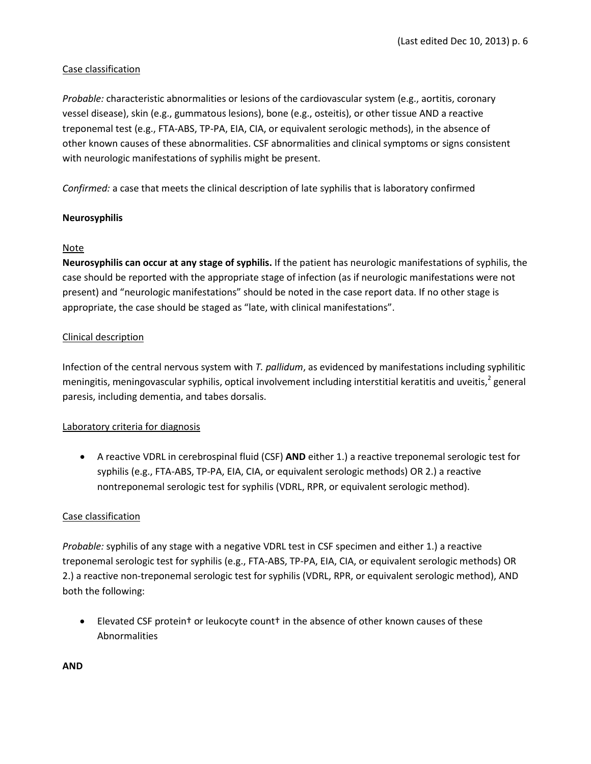Case classification

*Probable:* characteristic abnormalities or lesions of the cardiovascular system (e.g., aortitis, coronary vessel disease), skin (e.g., gummatous lesions), bone (e.g., osteitis), or other tissue AND a reactive treponemal test (e.g., FTA-ABS, TP-PA, EIA, CIA, or equivalent serologic methods), in the absence of other known causes of these abnormalities. CSF abnormalities and clinical symptoms or signs consistent with neurologic manifestations of syphilis might be present.

*Confirmed:* a case that meets the clinical description of late syphilis that is laboratory confirmed

**Neurosyphilis**

Note

**Neurosyphilis can occur at any stage of syphilis.** If the patient has neurologic manifestations of syphilis, the case should be reported with the appropriate stage of infection (as if neurologic manifestations were not present) and "neurologic manifestations" should be noted in the case report data. If no other stage is appropriate, the case should be staged as "late, with clinical manifestations".

Clinical description

Infection of the central nervous system with *T. pallidum*, as evidenced by manifestations including syphilitic meningitis, meningovascular syphilis, optical involvement including interstitial keratitis and uveitis,[2] general paresis, including dementia, and tabes dorsalis.

Laboratory criteria for diagnosis

- A reactive VDRL in cerebrospinal fluid (CSF) **AND** either 1.) a reactive treponemal serologic test for syphilis (e.g., FTA-ABS, TP-PA, EIA, CIA, or equivalent serologic methods) OR 2.) a reactive nontreponemal serologic test for syphilis (VDRL, RPR, or equivalent serologic method).

Case classification

*Probable:* syphilis of any stage with a negative VDRL test in CSF specimen and either 1.) a reactive treponemal serologic test for syphilis (e.g., FTA-ABS, TP-PA, EIA, CIA, or equivalent serologic methods) OR 2.) a reactive non-treponemal serologic test for syphilis (VDRL, RPR, or equivalent serologic method), AND both the following:

- Elevated CSF protein† or leukocyte count† in the absence of other known causes of these Abnormalities

**AND**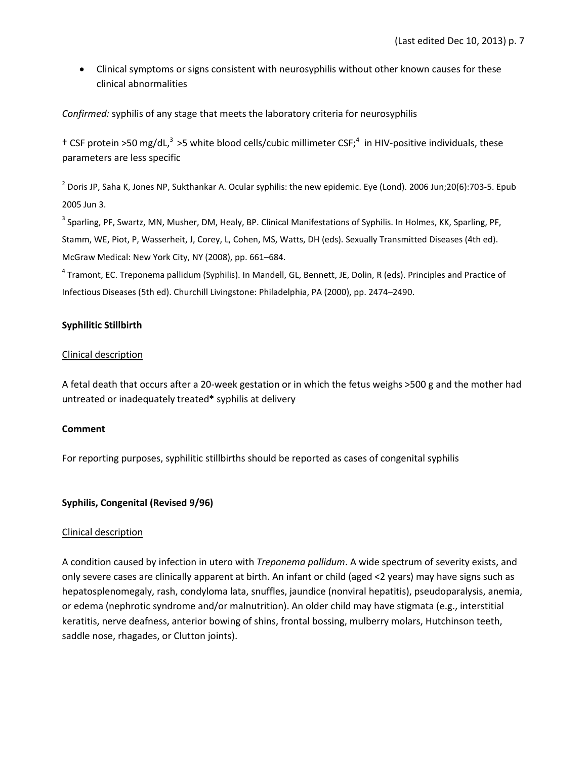- Clinical symptoms or signs consistent with neurosyphilis without other known causes for these clinical abnormalities

*Confirmed:* syphilis of any stage that meets the laboratory criteria for neurosyphilis

† CSF protein >50 mg/dL,[3] >5 white blood cells/cubic millimeter CSF;[4] in HIV-positive individuals, these parameters are less specific

[2] Doris JP, Saha K, Jones NP, Sukthankar A. Ocular syphilis: the new epidemic. Eye (Lond). 2006 Jun;20(6):703-5. Epub 2005 Jun 3.

[3] Sparling, PF, Swartz, MN, Musher, DM, Healy, BP. Clinical Manifestations of Syphilis. In Holmes, KK, Sparling, PF, Stamm, WE, Piot, P, Wasserheit, J, Corey, L, Cohen, MS, Watts, DH (eds). Sexually Transmitted Diseases (4th ed). McGraw Medical: New York City, NY (2008), pp. 661–684.

[4] Tramont, EC. Treponema pallidum (Syphilis). In Mandell, GL, Bennett, JE, Dolin, R (eds). Principles and Practice of Infectious Diseases (5th ed). Churchill Livingstone: Philadelphia, PA (2000), pp. 2474–2490.

**Syphilitic Stillbirth**

Clinical description

A fetal death that occurs after a 20-week gestation or in which the fetus weighs >500 g and the mother had untreated or inadequately treated* syphilis at delivery

**Comment**

For reporting purposes, syphilitic stillbirths should be reported as cases of congenital syphilis

**Syphilis, Congenital (Revised 9/96)**

Clinical description

A condition caused by infection in utero with *Treponema pallidum*. A wide spectrum of severity exists, and only severe cases are clinically apparent at birth. An infant or child (aged <2 years) may have signs such as hepatosplenomegaly, rash, condyloma lata, snuffles, jaundice (nonviral hepatitis), pseudoparalysis, anemia, or edema (nephrotic syndrome and/or malnutrition). An older child may have stigmata (e.g., interstitial keratitis, nerve deafness, anterior bowing of shins, frontal bossing, mulberry molars, Hutchinson teeth, saddle nose, rhagades, or Clutton joints).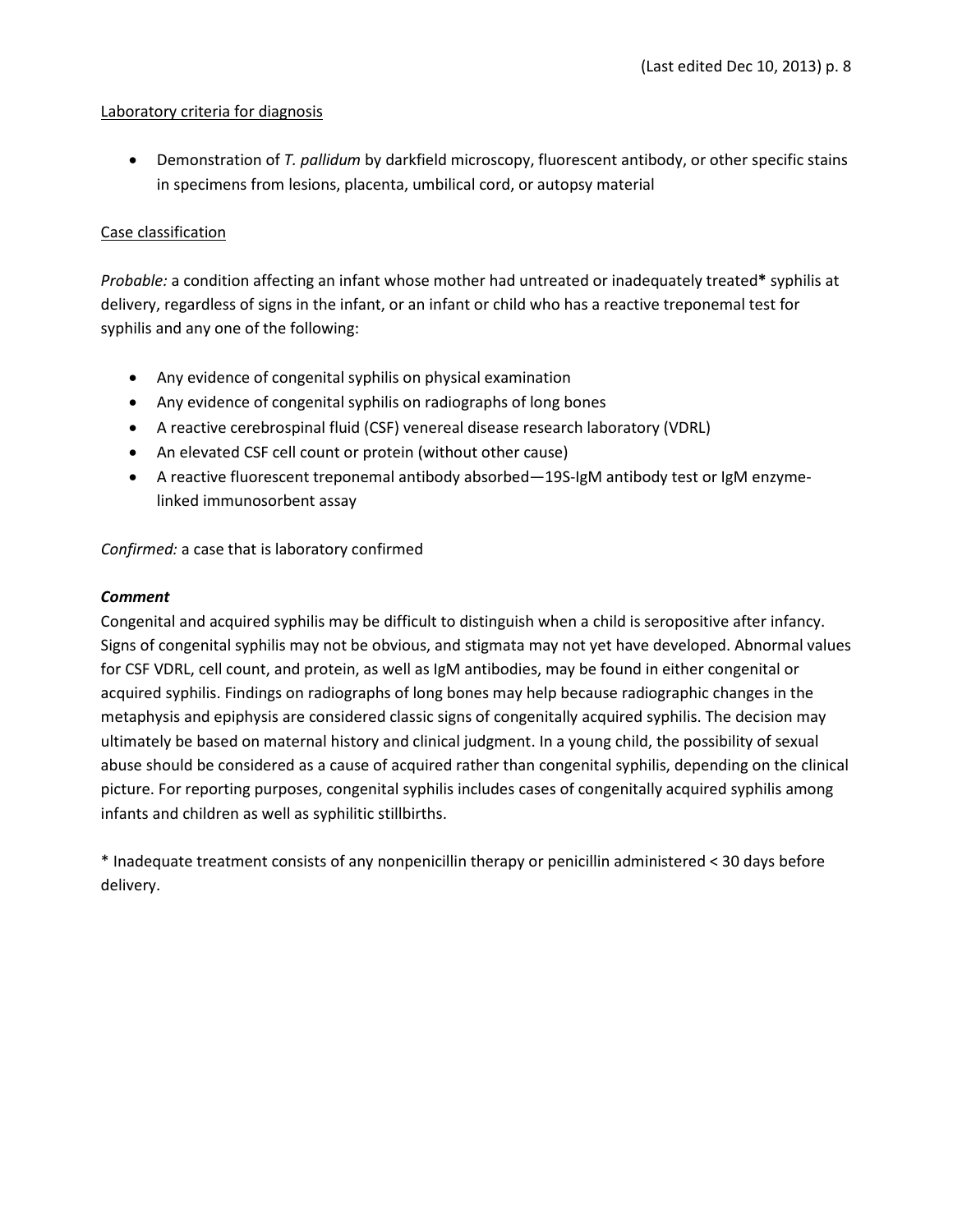Laboratory criteria for diagnosis

- Demonstration of *T. pallidum* by darkfield microscopy, fluorescent antibody, or other specific stains in specimens from lesions, placenta, umbilical cord, or autopsy material

Case classification

*Probable:* a condition affecting an infant whose mother had untreated or inadequately treated* syphilis at delivery, regardless of signs in the infant, or an infant or child who has a reactive treponemal test for syphilis and any one of the following:

- Any evidence of congenital syphilis on physical examination
- Any evidence of congenital syphilis on radiographs of long bones
- A reactive cerebrospinal fluid (CSF) venereal disease research laboratory (VDRL)
- An elevated CSF cell count or protein (without other cause)
- A reactive fluorescent treponemal antibody absorbed—19S-IgM antibody test or IgM enzyme-linked immunosorbent assay

*Confirmed:* a case that is laboratory confirmed

***Comment***

Congenital and acquired syphilis may be difficult to distinguish when a child is seropositive after infancy. Signs of congenital syphilis may not be obvious, and stigmata may not yet have developed. Abnormal values for CSF VDRL, cell count, and protein, as well as IgM antibodies, may be found in either congenital or acquired syphilis. Findings on radiographs of long bones may help because radiographic changes in the metaphysis and epiphysis are considered classic signs of congenitally acquired syphilis. The decision may ultimately be based on maternal history and clinical judgment. In a young child, the possibility of sexual abuse should be considered as a cause of acquired rather than congenital syphilis, depending on the clinical picture. For reporting purposes, congenital syphilis includes cases of congenitally acquired syphilis among infants and children as well as syphilitic stillbirths.

* Inadequate treatment consists of any nonpenicillin therapy or penicillin administered < 30 days before delivery.